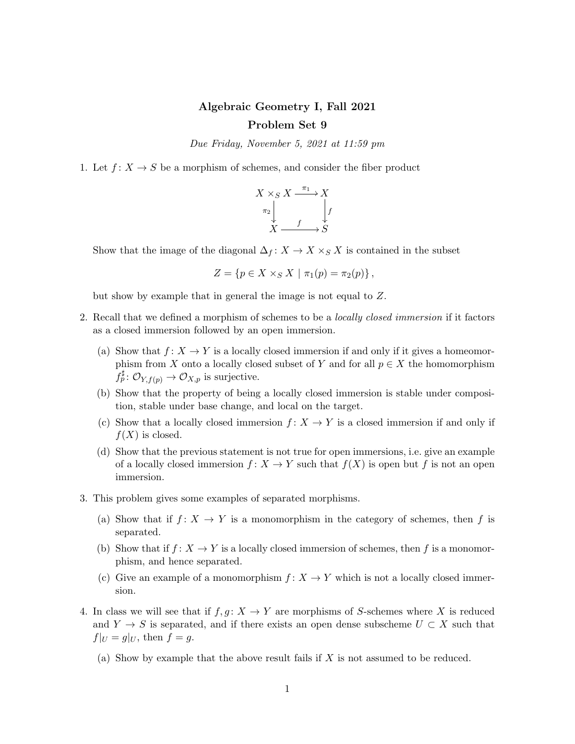# Algebraic Geometry I, Fall 2021

## Problem Set 9

*Due Friday, November 5, 2021 at 11:59 pm*

1. Let $f\colon X \to S$ be a morphism of schemes, and consider the fiber product

$$\begin{array}{ccc} X \times_S X & \xrightarrow{\pi_1} & X \\ {\scriptstyle \pi_2}\downarrow & & \downarrow{\scriptstyle f} \\ X & \xrightarrow{f} & S \end{array}$$

   Show that the image of the diagonal $\Delta_f\colon X \to X \times_S X$ is contained in the subset

$$Z = \{p \in X \times_S X \mid \pi_1(p) = \pi_2(p)\},$$

   but show by example that in general the image is not equal to $Z$.

2. Recall that we defined a morphism of schemes to be a *locally closed immersion* if it factors as a closed immersion followed by an open immersion.

   (a) Show that $f\colon X \to Y$ is a locally closed immersion if and only if it gives a homeomorphism from $X$ onto a locally closed subset of $Y$ and for all $p \in X$ the homomorphism $f_p^\sharp\colon \mathcal{O}_{Y,f(p)} \to \mathcal{O}_{X,p}$ is surjective.

   (b) Show that the property of being a locally closed immersion is stable under composition, stable under base change, and local on the target.

   (c) Show that a locally closed immersion $f\colon X \to Y$ is a closed immersion if and only if $f(X)$ is closed.

   (d) Show that the previous statement is not true for open immersions, i.e. give an example of a locally closed immersion $f\colon X \to Y$ such that $f(X)$ is open but $f$ is not an open immersion.

3. This problem gives some examples of separated morphisms.

   (a) Show that if $f\colon X \to Y$ is a monomorphism in the category of schemes, then $f$ is separated.

   (b) Show that if $f\colon X \to Y$ is a locally closed immersion of schemes, then $f$ is a monomorphism, and hence separated.

   (c) Give an example of a monomorphism $f\colon X \to Y$ which is not a locally closed immersion.

4. In class we will see that if $f, g\colon X \to Y$ are morphisms of $S$-schemes where $X$ is reduced and $Y \to S$ is separated, and if there exists an open dense subscheme $U \subset X$ such that $f|_U = g|_U$, then $f = g$.

   (a) Show by example that the above result fails if $X$ is not assumed to be reduced.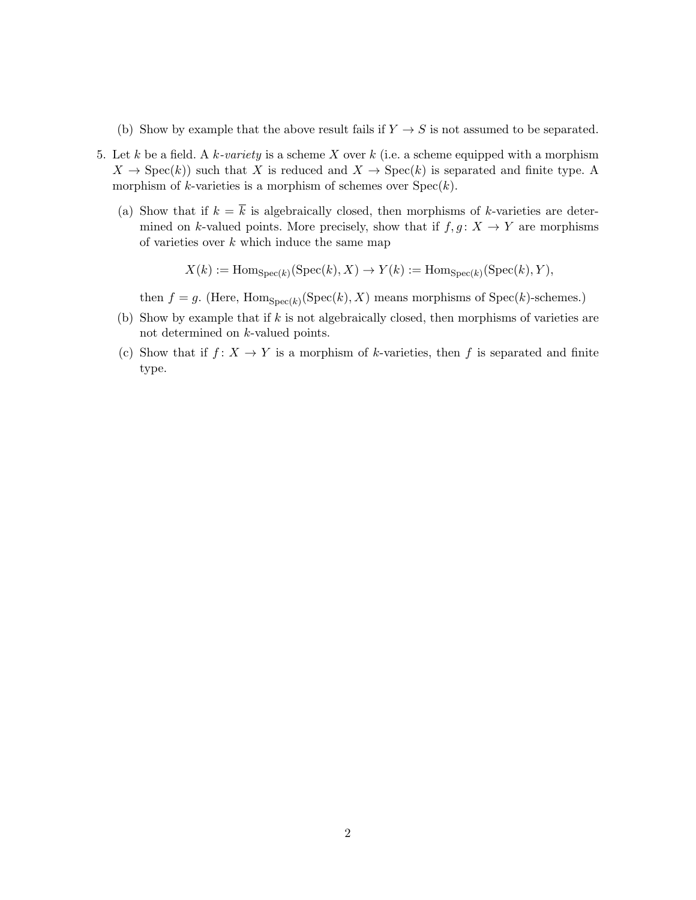(b) Show by example that the above result fails if $Y \to S$ is not assumed to be separated.

5. Let $k$ be a field. A *k-variety* is a scheme $X$ over $k$ (i.e. a scheme equipped with a morphism $X \to \operatorname{Spec}(k)$) such that $X$ is reduced and $X \to \operatorname{Spec}(k)$ is separated and finite type. A morphism of $k$-varieties is a morphism of schemes over $\operatorname{Spec}(k)$.

   (a) Show that if $k = \overline{k}$ is algebraically closed, then morphisms of $k$-varieties are determined on $k$-valued points. More precisely, show that if $f, g \colon X \to Y$ are morphisms of varieties over $k$ which induce the same map

   $$X(k) := \operatorname{Hom}_{\operatorname{Spec}(k)}(\operatorname{Spec}(k), X) \to Y(k) := \operatorname{Hom}_{\operatorname{Spec}(k)}(\operatorname{Spec}(k), Y),$$

   then $f = g$. (Here, $\operatorname{Hom}_{\operatorname{Spec}(k)}(\operatorname{Spec}(k), X)$ means morphisms of $\operatorname{Spec}(k)$-schemes.)

   (b) Show by example that if $k$ is not algebraically closed, then morphisms of varieties are not determined on $k$-valued points.

   (c) Show that if $f \colon X \to Y$ is a morphism of $k$-varieties, then $f$ is separated and finite type.